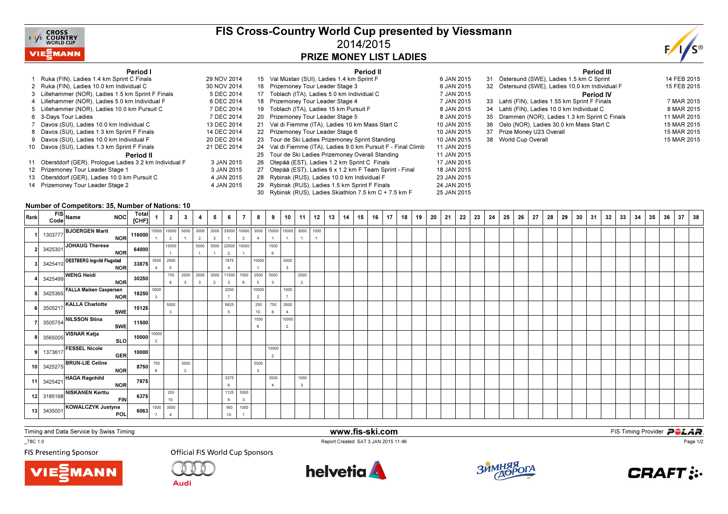# FIS Cross-Country World Cup presented by Viessmann

## 2014/2015

## PRIZE MONEY LIST LADIES

### Period I

1 Ruka (FIN), Ladies 1.4 km Sprint C Finals — 29 NOV 2014
2 Ruka (FIN), Ladies 10.0 km Individual C — 30 NOV 2014
3 Lillehammer (NOR), Ladies 1.5 km Sprint F Finals — 5 DEC 2014
4 Lillehammer (NOR), Ladies 5.0 km Individual F — 6 DEC 2014
5 Lillehammer (NOR), Ladies 10.0 km Pursuit C — 7 DEC 2014
6 3-Days Tour Ladies — 7 DEC 2014
7 Davos (SUI), Ladies 10.0 km Individual C — 13 DEC 2014
8 Davos (SUI), Ladies 1.3 km Sprint F Finals — 14 DEC 2014
9 Davos (SUI), Ladies 10.0 km Individual F — 20 DEC 2014
10 Davos (SUI), Ladies 1.3 km Sprint F Finals — 21 DEC 2014

### Period II

11 Oberstdorf (GER), Prologue Ladies 3.2 km Individual F — 3 JAN 2015
12 Prizemoney Tour Leader Stage 1 — 3 JAN 2015
13 Oberstdorf (GER), Ladies 10.0 km Pursuit C — 4 JAN 2015
14 Prizemoney Tour Leader Stage 2 — 4 JAN 2015
15 Val Müstair (SUI), Ladies 1.4 km Sprint F — 6 JAN 2015
16 Prizemoney Tour Leader Stage 3 — 6 JAN 2015
17 Toblach (ITA), Ladies 5.0 km Individual C — 7 JAN 2015
18 Prizemoney Tour Leader Stage 4 — 7 JAN 2015
19 Toblach (ITA), Ladies 15 km Pursuit F — 8 JAN 2015
20 Prizemoney Tour Leader Stage 5 — 8 JAN 2015
21 Val di Fiemme (ITA), Ladies 10 km Mass Start C — 10 JAN 2015
22 Prizemoney Tour Leader Stage 6 — 10 JAN 2015
23 Tour de Ski Ladies Prizemoney Sprint Standing — 10 JAN 2015
24 Val di Fiemme (ITA), Ladies 9.0 km Pursuit F - Final Climb — 11 JAN 2015
25 Tour de Ski Ladies Prizemoney Overall Standing — 11 JAN 2015
26 Otepää (EST), Ladies 1.2 km Sprint C Finals — 17 JAN 2015
27 Otepää (EST), Ladies 6 x 1.2 km F Team Sprint - Final — 18 JAN 2015
28 Rybinsk (RUS), Ladies 10.0 km Individual F — 23 JAN 2015
29 Rybinsk (RUS), Ladies 1.5 km Sprint F Finals — 24 JAN 2015
30 Rybinsk (RUS), Ladies Skiathlon 7.5 km C + 7.5 km F — 25 JAN 2015

### Period III

31 Östersund (SWE), Ladies 1.5 km C Sprint — 14 FEB 2015
32 Östersund (SWE), Ladies 10.0 km Individual F — 15 FEB 2015

### Period IV

33 Lahti (FIN), Ladies 1.55 km Sprint F Finals — 7 MAR 2015
34 Lahti (FIN), Ladies 10.0 km Individual C — 8 MAR 2015
35 Drammen (NOR), Ladies 1.3 km Sprint C Finals — 11 MAR 2015
36 Oslo (NOR), Ladies 30.0 km Mass Start C — 15 MAR 2015
37 Prize Money U23 Overall — 15 MAR 2015
38 World Cup Overall — 15 MAR 2015

**Number of Competitors: 35, Number of Nations: 10**

| Rank | FIS Code | Name | NOC | Total [CHF] | 1 | 2 | 3 | 4 | 5 | 6 | 7 | 8 | 9 | 10 | 11 | 12 | 13 | 14 | 15 | 16 | 17 | 18 | 19 | 20 | 21 | 22 | 23 | 24 | 25 | 26 | 27 | 28 | 29 | 30 | 31 | 32 | 33 | 34 | 35 | 36 | 37 | 38 |
|---|---|---|---|---|---|---|---|---|---|---|---|---|---|---|---|---|---|---|---|---|---|---|---|---|---|---|---|---|---|---|---|---|---|---|---|---|---|---|---|---|---|---|
| 1 | 1303777 | BJOERGEN Marit | NOR | 116000 | 15000 1. | 10000 2. | 5000 1. | 3000 2. | 2000 3. | 33500 1. | 10000 2. | 3500 4. | 15000 1. | 15000 1. | 3000 1. | 1000 1. | | | | | | | | | | | | | | | | | | | | | | | | | | |
| 2 | 3425301 | JOHAUG Therese | NOR | 64000 | | 15000 1. | | 5000 1. | 5000 1. | 22500 2. | 15000 1. | | 1500 6. | | | | | | | | | | | | | | | | | | | | | | | | | | | | | |
| 3 | 3425410 | OESTBERG Ingvild Flugstad | NOR | 33875 | 3500 4. | 2500 5. | | | | 7875 4. | | 15000 1. | | 5000 3. | | | | | | | | | | | | | | | | | | | | | | | | | | | | |
| 4 | 3425499 | WENG Heidi | NOR | 30250 | | 750 8. | 2000 3. | 2000 3. | 3000 2. | 11500 3. | 1500 6. | 2500 5. | 5000 3. | | 2000 2. | | | | | | | | | | | | | | | | | | | | | | | | | | | |
| 5 | 3425365 | FALLA Maiken Caspersen | NOR | 18250 | 5000 3. | | | | | 2250 7. | | 10000 2. | | 1000 7. | | | | | | | | | | | | | | | | | | | | | | | | | | | | |
| 6 | 3505217 | KALLA Charlotte | SWE | 15125 | | 5000 3. | | | | 5625 5. | | 250 10. | 750 8. | 3500 4. | | | | | | | | | | | | | | | | | | | | | | | | | | | | |
| 7 | 3505754 | NILSSON Stina | SWE | 11500 | | | | | | | | 1500 6. | | 10000 2. | | | | | | | | | | | | | | | | | | | | | | | | | | | | |
| 8 | 3565005 | VISNAR Katja | SLO | 10000 | 10000 2. | | | | | | | | | | | | | | | | | | | | | | | | | | | | | | | | | | | | | |
| 9 | 1373617 | FESSEL Nicole | GER | 10000 | | | | | | | | | 10000 2. | | | | | | | | | | | | | | | | | | | | | | | | | | | | | |
| 10 | 3425275 | BRUN-LIE Celine | NOR | 8750 | 750 8. | | 3000 2. | | | | | 5000 3. | | | | | | | | | | | | | | | | | | | | | | | | | | | | | | |
| 11 | 3425421 | HAGA Ragnhild | NOR | 7875 | | | | | | 3375 6. | | | 3500 4. | | 1000 3. | | | | | | | | | | | | | | | | | | | | | | | | | | | |
| 12 | 3185168 | NISKANEN Kerttu | FIN | 6375 | | 250 10. | | | | 1125 9. | 5000 3. | | | | | | | | | | | | | | | | | | | | | | | | | | | | | | | |
| 13 | 3435001 | KOWALCZYK Justyna | POL | 6063 | 1000 7. | 3500 4. | | | | 563 10. | 1000 7. | | | | | | | | | | | | | | | | | | | | | | | | | | | | | | | |

Timing and Data Service by Swiss Timing — www.fis-ski.com — FIS Timing Provider POLAR

_78C 1.0 — Report Created SAT 3 JAN 2015 11:46

FIS Presenting Sponsor — Official FIS World Cup Sponsors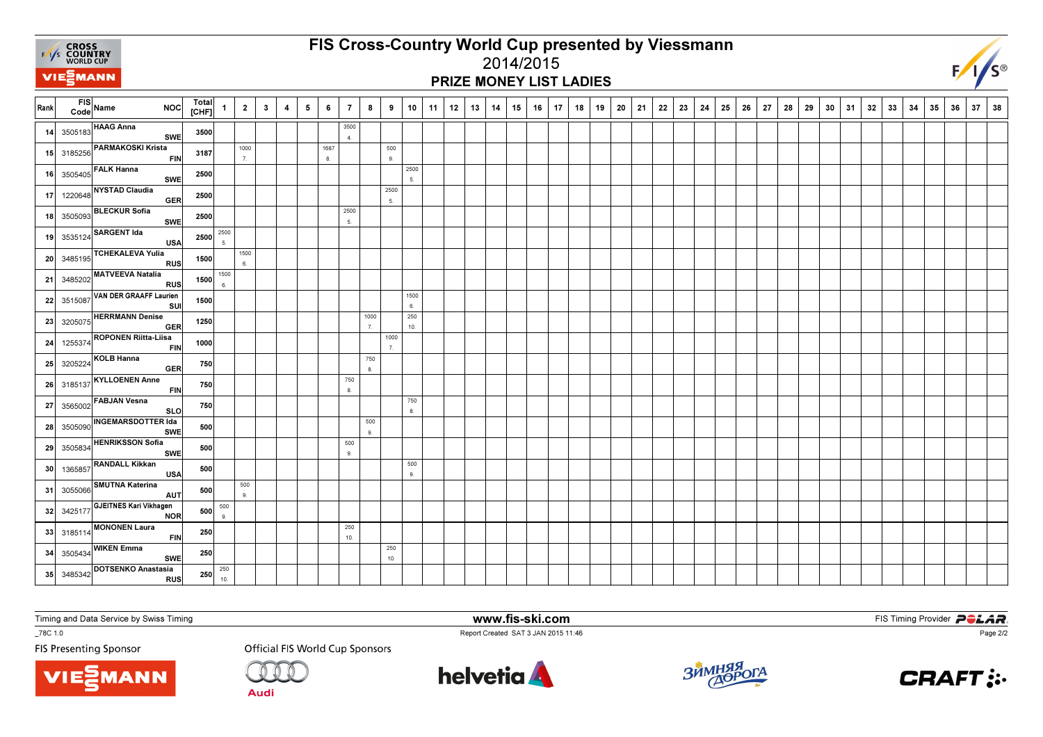# FIS Cross-Country World Cup presented by Viessmann

## 2014/2015

### PRIZE MONEY LIST LADIES

| Rank | FIS Code | Name | NOC | Total [CHF] | 1 | 2 | 3 | 4 | 5 | 6 | 7 | 8 | 9 | 10 | 11 | 12 | 13 | 14 | 15 | 16 | 17 | 18 | 19 | 20 | 21 | 22 | 23 | 24 | 25 | 26 | 27 | 28 | 29 | 30 | 31 | 32 | 33 | 34 | 35 | 36 | 37 | 38 |
|---|---|---|---|---|---|---|---|---|---|---|---|---|---|---|---|---|---|---|---|---|---|---|---|---|---|---|---|---|---|---|---|---|---|---|---|---|---|---|---|---|---|---|
| 14 | 3505183 | HAAG Anna | SWE | 3500 | | | | | | | 3500 4. | | | | | | | | | | | | | | | | | | | | | | | | | | | | | | | |
| 15 | 3185256 | PARMAKOSKI Krista | FIN | 3187 | | 1000 7. | | | | 1687 8. | | | 500 9. | | | | | | | | | | | | | | | | | | | | | | | | | | | | | |
| 16 | 3505405 | FALK Hanna | SWE | 2500 | | | | | | | | | | 2500 5. | | | | | | | | | | | | | | | | | | | | | | | | | | | | |
| 17 | 1220648 | NYSTAD Claudia | GER | 2500 | | | | | | | | | 2500 5. | | | | | | | | | | | | | | | | | | | | | | | | | | | | | |
| 18 | 3505093 | BLECKUR Sofia | SWE | 2500 | | | | | | | 2500 5. | | | | | | | | | | | | | | | | | | | | | | | | | | | | | | | |
| 19 | 3535124 | SARGENT Ida | USA | 2500 | 2500 5. | | | | | | | | | | | | | | | | | | | | | | | | | | | | | | | | | | | | | |
| 20 | 3485195 | TCHEKALEVA Yulia | RUS | 1500 | | 1500 6. | | | | | | | | | | | | | | | | | | | | | | | | | | | | | | | | | | | | |
| 21 | 3485202 | MATVEEVA Natalia | RUS | 1500 | 1500 6. | | | | | | | | | | | | | | | | | | | | | | | | | | | | | | | | | | | | | |
| 22 | 3515087 | VAN DER GRAAFF Laurien | SUI | 1500 | | | | | | | | | | 1500 6. | | | | | | | | | | | | | | | | | | | | | | | | | | | | |
| 23 | 3205075 | HERRMANN Denise | GER | 1250 | | | | | | | | 1000 7. | | 250 10. | | | | | | | | | | | | | | | | | | | | | | | | | | | | |
| 24 | 1255374 | ROPONEN Riitta-Liisa | FIN | 1000 | | | | | | | | | 1000 7. | | | | | | | | | | | | | | | | | | | | | | | | | | | | | |
| 25 | 3205224 | KOLB Hanna | GER | 750 | | | | | | | | 750 8. | | | | | | | | | | | | | | | | | | | | | | | | | | | | | | |
| 26 | 3185137 | KYLLOENEN Anne | FIN | 750 | | | | | | | 750 8. | | | | | | | | | | | | | | | | | | | | | | | | | | | | | | | |
| 27 | 3565002 | FABJAN Vesna | SLO | 750 | | | | | | | | | | 750 8. | | | | | | | | | | | | | | | | | | | | | | | | | | | | |
| 28 | 3505090 | INGEMARSDOTTER Ida | SWE | 500 | | | | | | | | 500 9. | | | | | | | | | | | | | | | | | | | | | | | | | | | | | | |
| 29 | 3505834 | HENRIKSSON Sofia | SWE | 500 | | | | | | | 500 9. | | | | | | | | | | | | | | | | | | | | | | | | | | | | | | | |
| 30 | 1365857 | RANDALL Kikkan | USA | 500 | | | | | | | | | | 500 9. | | | | | | | | | | | | | | | | | | | | | | | | | | | | |
| 31 | 3055066 | SMUTNA Katerina | AUT | 500 | | 500 9. | | | | | | | | | | | | | | | | | | | | | | | | | | | | | | | | | | | | |
| 32 | 3425177 | GJEITNES Kari Vikhagen | NOR | 500 | 500 9. | | | | | | | | | | | | | | | | | | | | | | | | | | | | | | | | | | | | | |
| 33 | 3185114 | MONONEN Laura | FIN | 250 | | | | | | | 250 10. | | | | | | | | | | | | | | | | | | | | | | | | | | | | | | | |
| 34 | 3505434 | WIKEN Emma | SWE | 250 | | | | | | | | | 250 10. | | | | | | | | | | | | | | | | | | | | | | | | | | | | | |
| 35 | 3485342 | DOTSENKO Anastasia | RUS | 250 | 250 10. | | | | | | | | | | | | | | | | | | | | | | | | | | | | | | | | | | | | | |

Timing and Data Service by Swiss Timing

www.fis-ski.com

Report Created SAT 3 JAN 2015 11:46

FIS Timing Provider POLAR

_78C 1.0

FIS Presenting Sponsor

Official FIS World Cup Sponsors